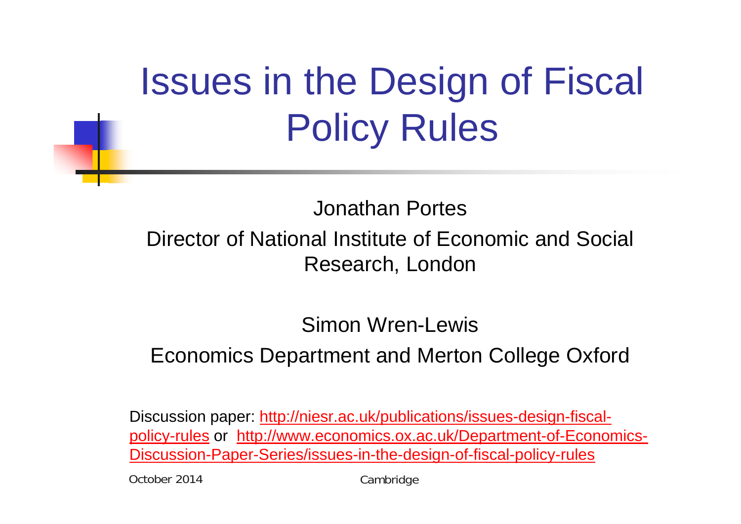# Issues in the Design of Fiscal Policy Rules

Jonathan Portes

Director of National Institute of Economic and Social Research, London

Simon Wren-Lewis

Economics Department and Merton College Oxford

Discussion paper: [http://niesr.ac.uk/publications/issues-design-fiscal-policy-rules](http://niesr.ac.uk/publications/issues-design-fiscal-policy-rules) or [http://www.economics.ox.ac.uk/Department-of-Economics-Discussion-Paper-Series/issues-in-the-design-of-fiscal-policy-rules](http://www.economics.ox.ac.uk/Department-of-Economics-Discussion-Paper-Series/issues-in-the-design-of-fiscal-policy-rules)

October 2014

Cambridge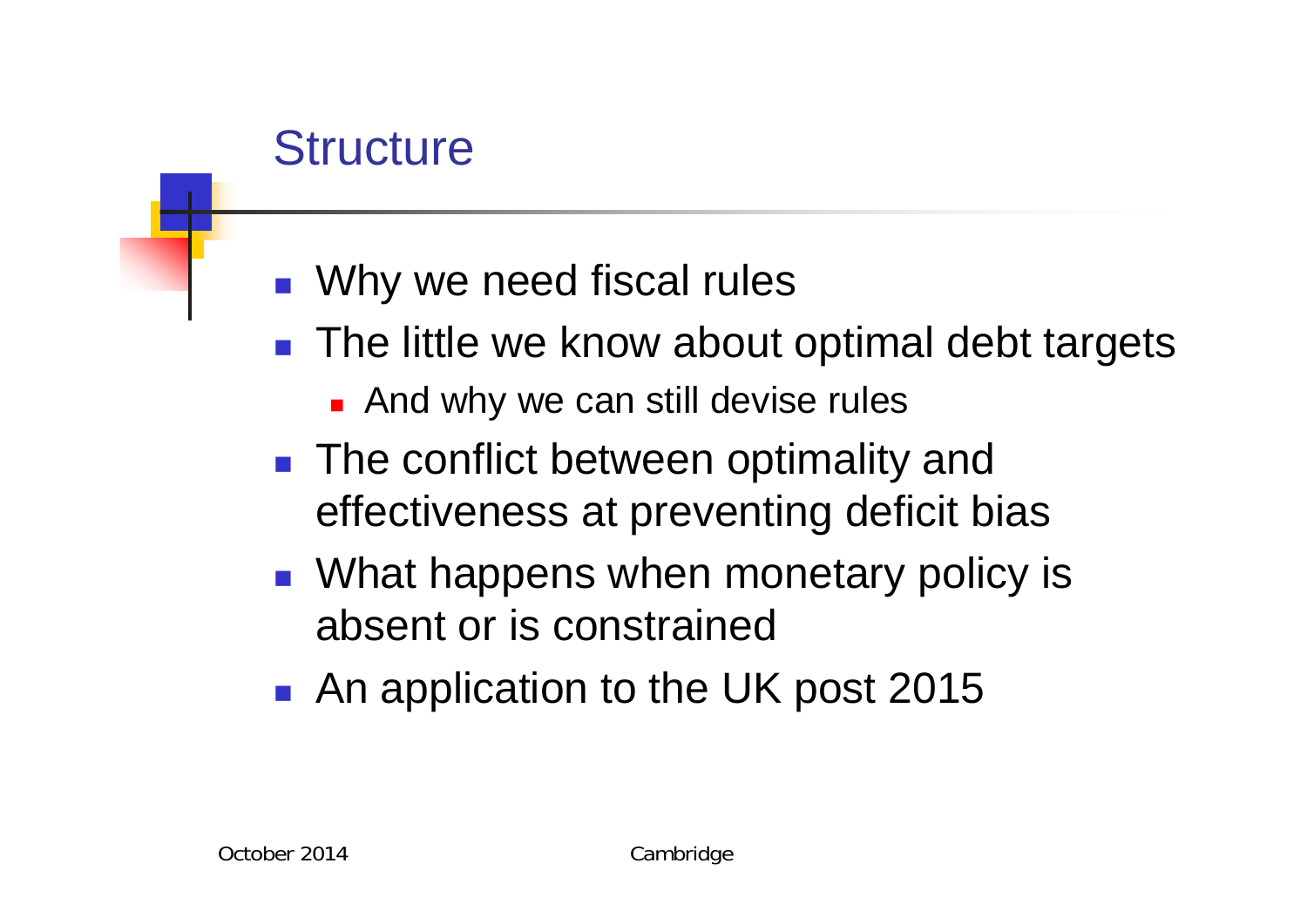# Structure

- Why we need fiscal rules
- The little we know about optimal debt targets
  - And why we can still devise rules
- The conflict between optimality and effectiveness at preventing deficit bias
- What happens when monetary policy is absent or is constrained
- An application to the UK post 2015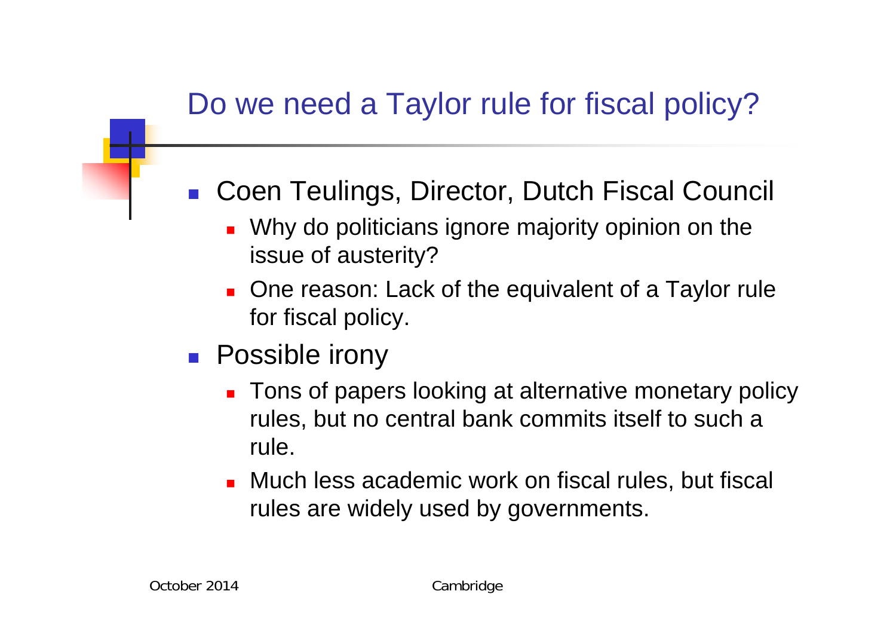# Do we need a Taylor rule for fiscal policy?

- Coen Teulings, Director, Dutch Fiscal Council
  - Why do politicians ignore majority opinion on the issue of austerity?
  - One reason: Lack of the equivalent of a Taylor rule for fiscal policy.
- Possible irony
  - Tons of papers looking at alternative monetary policy rules, but no central bank commits itself to such a rule.
  - Much less academic work on fiscal rules, but fiscal rules are widely used by governments.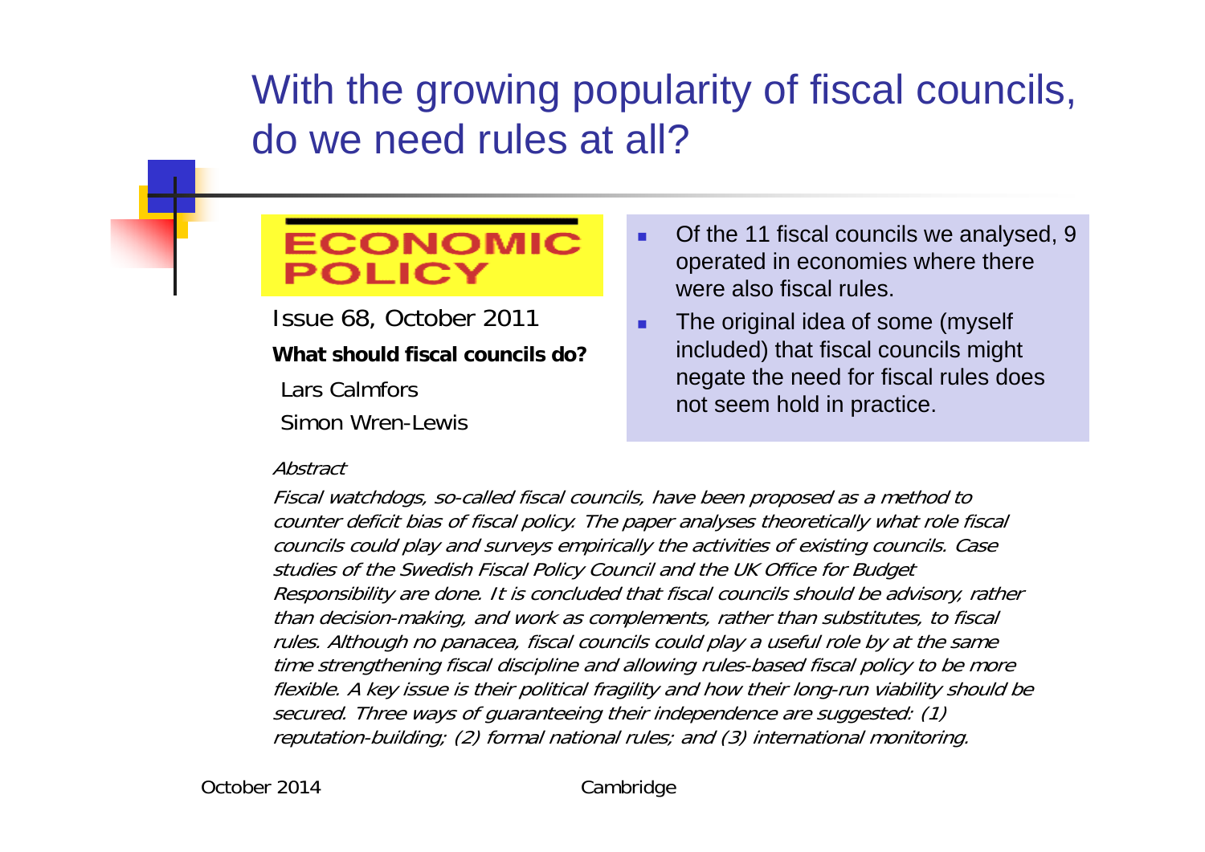# With the growing popularity of fiscal councils, do we need rules at all?

**ECONOMIC POLICY**

Issue 68, October 2011

**What should fiscal councils do?**

Lars Calmfors

Simon Wren-Lewis

- Of the 11 fiscal councils we analysed, 9 operated in economies where there were also fiscal rules.
- The original idea of some (myself included) that fiscal councils might negate the need for fiscal rules does not seem hold in practice.

*Abstract*

*Fiscal watchdogs, so-called fiscal councils, have been proposed as a method to counter deficit bias of fiscal policy. The paper analyses theoretically what role fiscal councils could play and surveys empirically the activities of existing councils. Case studies of the Swedish Fiscal Policy Council and the UK Office for Budget Responsibility are done. It is concluded that fiscal councils should be advisory, rather than decision-making, and work as complements, rather than substitutes, to fiscal rules. Although no panacea, fiscal councils could play a useful role by at the same time strengthening fiscal discipline and allowing rules-based fiscal policy to be more flexible. A key issue is their political fragility and how their long-run viability should be secured. Three ways of guaranteeing their independence are suggested: (1) reputation-building; (2) formal national rules; and (3) international monitoring.*

October 2014 Cambridge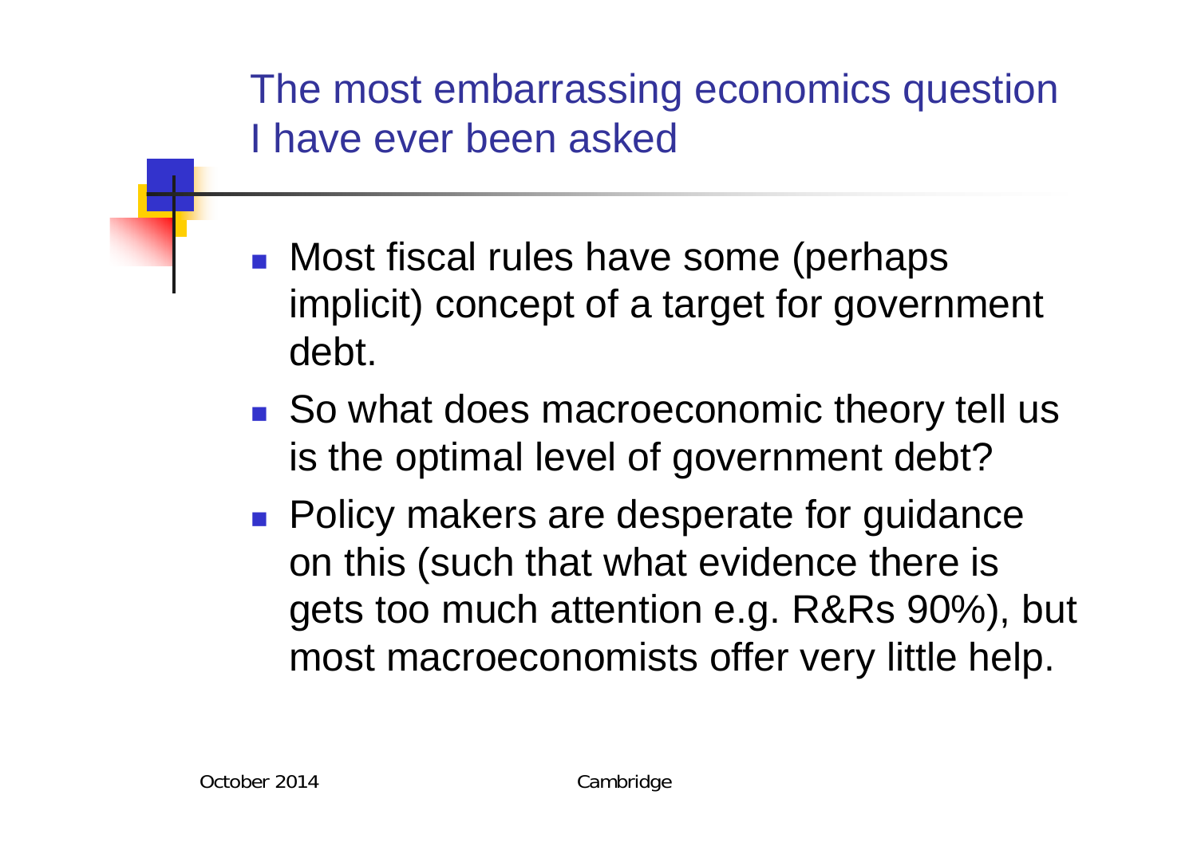# The most embarrassing economics question I have ever been asked

- Most fiscal rules have some (perhaps implicit) concept of a target for government debt.
- So what does macroeconomic theory tell us is the optimal level of government debt?
- Policy makers are desperate for guidance on this (such that what evidence there is gets too much attention e.g. R&Rs 90%), but most macroeconomists offer very little help.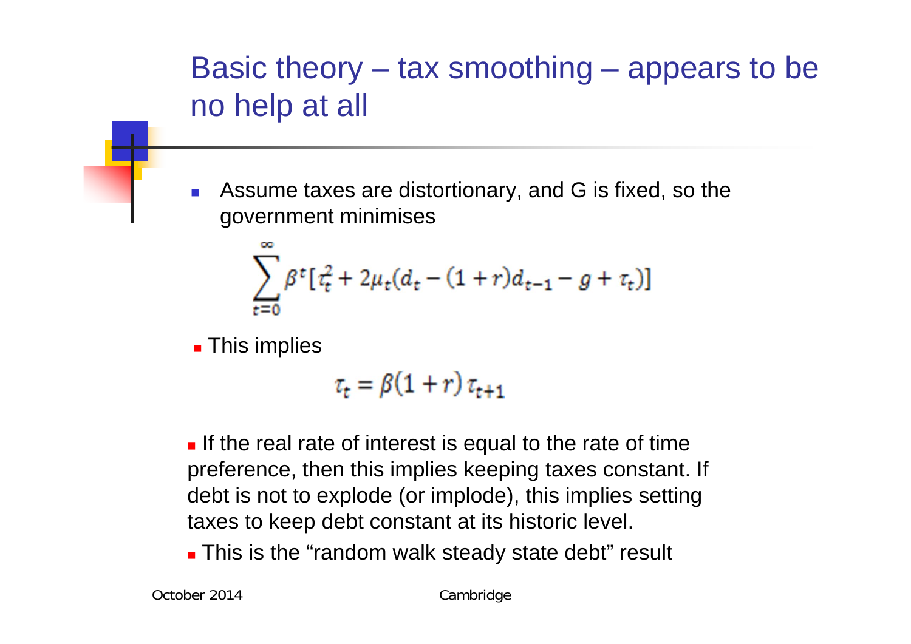# Basic theory – tax smoothing – appears to be no help at all

- Assume taxes are distortionary, and G is fixed, so the government minimises

$$\sum_{t=0}^{\infty} \beta^t [\tau_t^2 + 2\mu_t(d_t - (1+r)d_{t-1} - g + \tau_t)]$$

- This implies

$$\tau_t = \beta(1+r)\,\tau_{t+1}$$

- If the real rate of interest is equal to the rate of time preference, then this implies keeping taxes constant. If debt is not to explode (or implode), this implies setting taxes to keep debt constant at its historic level.
- This is the "random walk steady state debt" result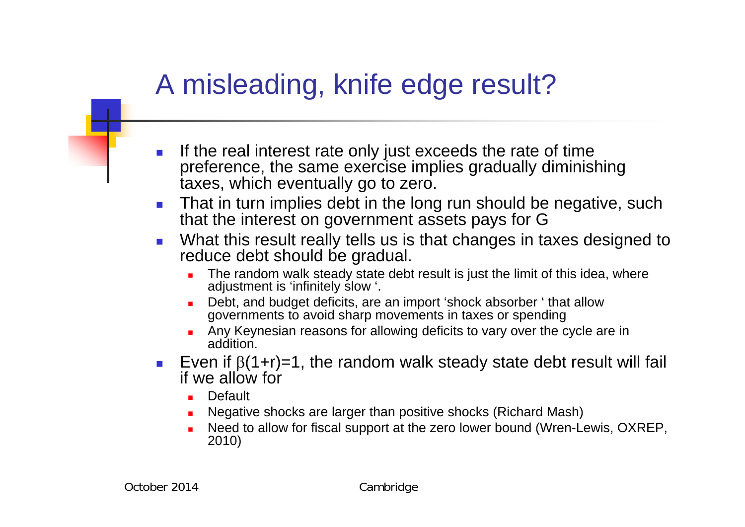# A misleading, knife edge result?

- If the real interest rate only just exceeds the rate of time preference, the same exercise implies gradually diminishing taxes, which eventually go to zero.
- That in turn implies debt in the long run should be negative, such that the interest on government assets pays for G
- What this result really tells us is that changes in taxes designed to reduce debt should be gradual.
  - The random walk steady state debt result is just the limit of this idea, where adjustment is 'infinitely slow '.
  - Debt, and budget deficits, are an import 'shock absorber ' that allow governments to avoid sharp movements in taxes or spending
  - Any Keynesian reasons for allowing deficits to vary over the cycle are in addition.
- Even if $\beta(1+r)=1$, the random walk steady state debt result will fail if we allow for
  - Default
  - Negative shocks are larger than positive shocks (Richard Mash)
  - Need to allow for fiscal support at the zero lower bound (Wren-Lewis, OXREP, 2010)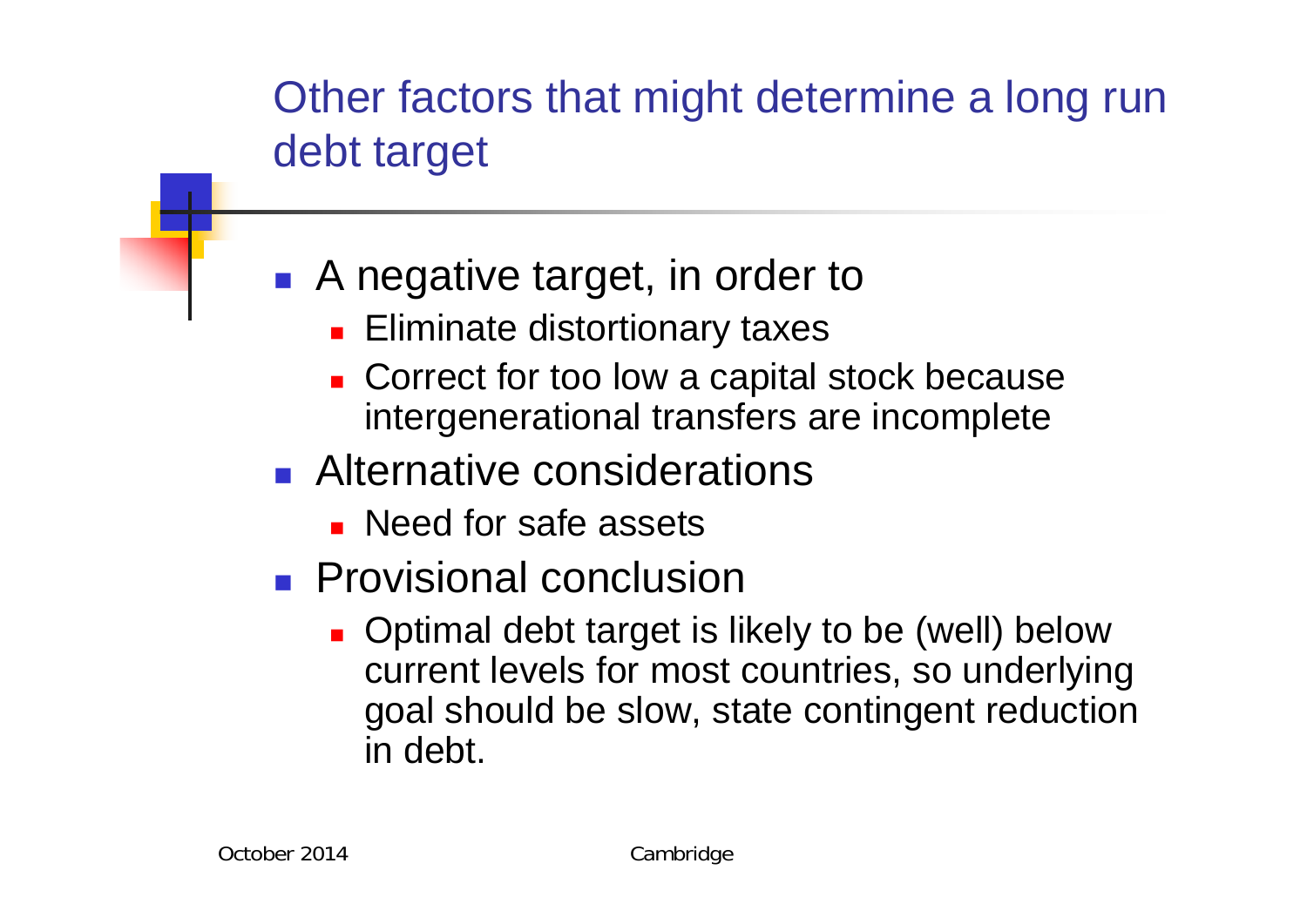# Other factors that might determine a long run debt target

- A negative target, in order to
  - Eliminate distortionary taxes
  - Correct for too low a capital stock because intergenerational transfers are incomplete
- Alternative considerations
  - Need for safe assets
- Provisional conclusion
  - Optimal debt target is likely to be (well) below current levels for most countries, so underlying goal should be slow, state contingent reduction in debt.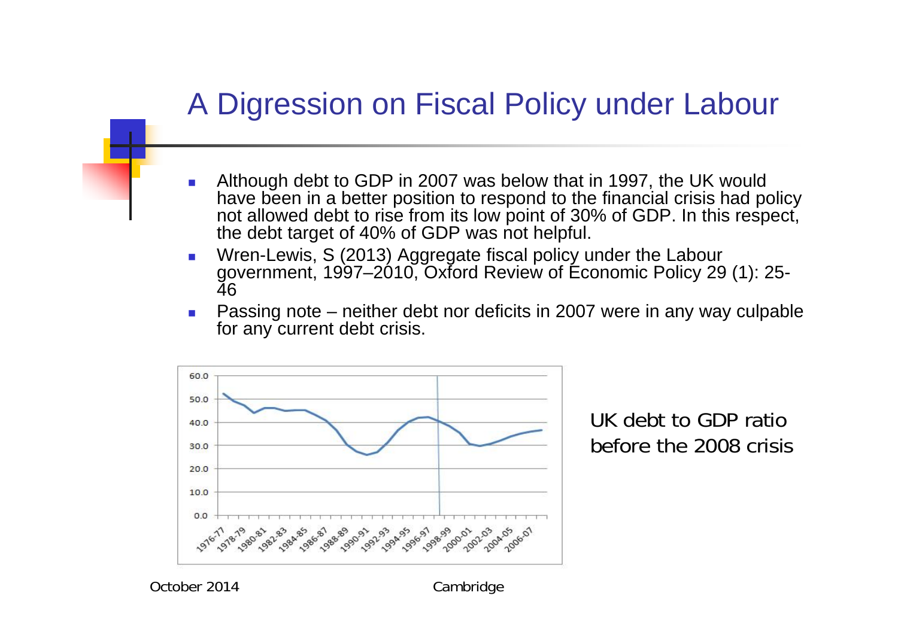# A Digression on Fiscal Policy under Labour

- Although debt to GDP in 2007 was below that in 1997, the UK would have been in a better position to respond to the financial crisis had policy not allowed debt to rise from its low point of 30% of GDP. In this respect, the debt target of 40% of GDP was not helpful.
- Wren-Lewis, S (2013) Aggregate fiscal policy under the Labour government, 1997–2010, Oxford Review of Economic Policy 29 (1): 25-46
- Passing note – neither debt nor deficits in 2007 were in any way culpable for any current debt crisis.

UK debt to GDP ratio before the 2008 crisis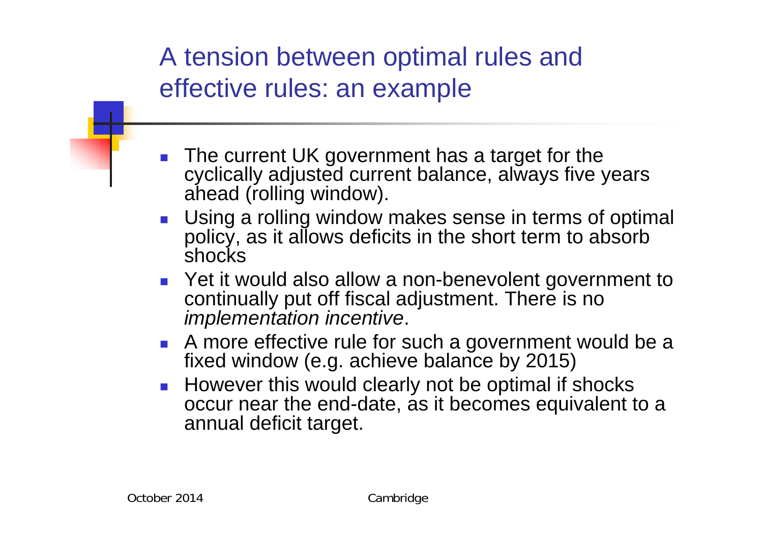# A tension between optimal rules and effective rules: an example

- The current UK government has a target for the cyclically adjusted current balance, always five years ahead (rolling window).
- Using a rolling window makes sense in terms of optimal policy, as it allows deficits in the short term to absorb shocks
- Yet it would also allow a non-benevolent government to continually put off fiscal adjustment. There is no *implementation incentive*.
- A more effective rule for such a government would be a fixed window (e.g. achieve balance by 2015)
- However this would clearly not be optimal if shocks occur near the end-date, as it becomes equivalent to a annual deficit target.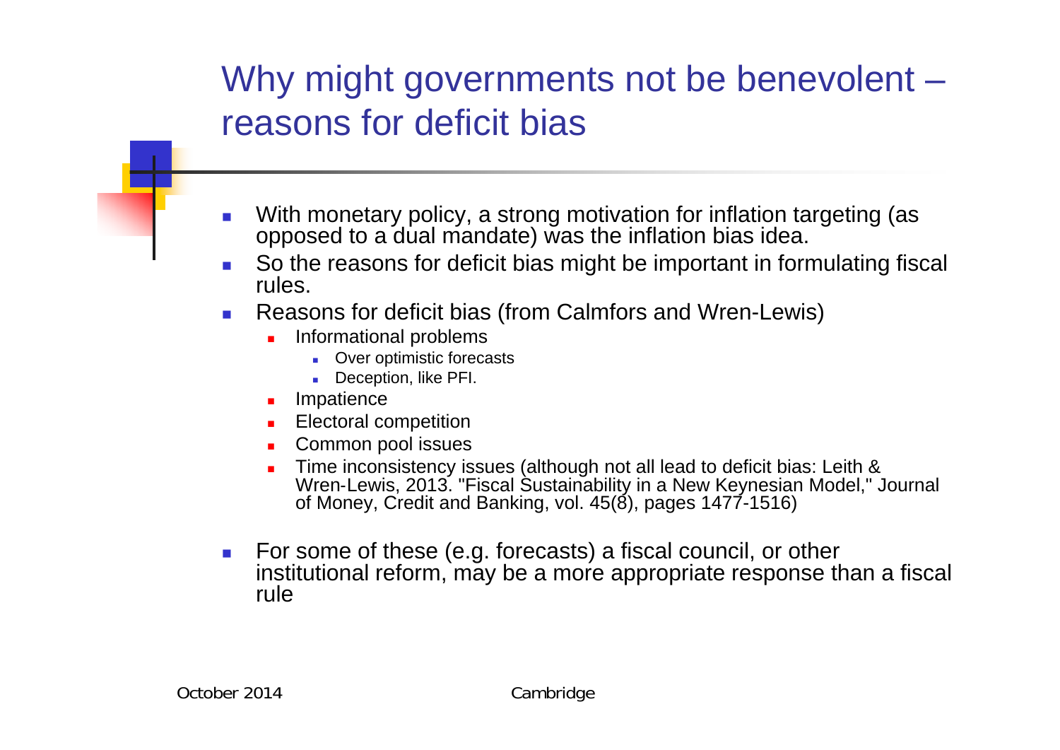# Why might governments not be benevolent – reasons for deficit bias

- With monetary policy, a strong motivation for inflation targeting (as opposed to a dual mandate) was the inflation bias idea.
- So the reasons for deficit bias might be important in formulating fiscal rules.
- Reasons for deficit bias (from Calmfors and Wren-Lewis)
  - Informational problems
    - Over optimistic forecasts
    - Deception, like PFI.
  - Impatience
  - Electoral competition
  - Common pool issues
  - Time inconsistency issues (although not all lead to deficit bias: Leith & Wren-Lewis, 2013. "Fiscal Sustainability in a New Keynesian Model," Journal of Money, Credit and Banking, vol. 45(8), pages 1477-1516)
- For some of these (e.g. forecasts) a fiscal council, or other institutional reform, may be a more appropriate response than a fiscal rule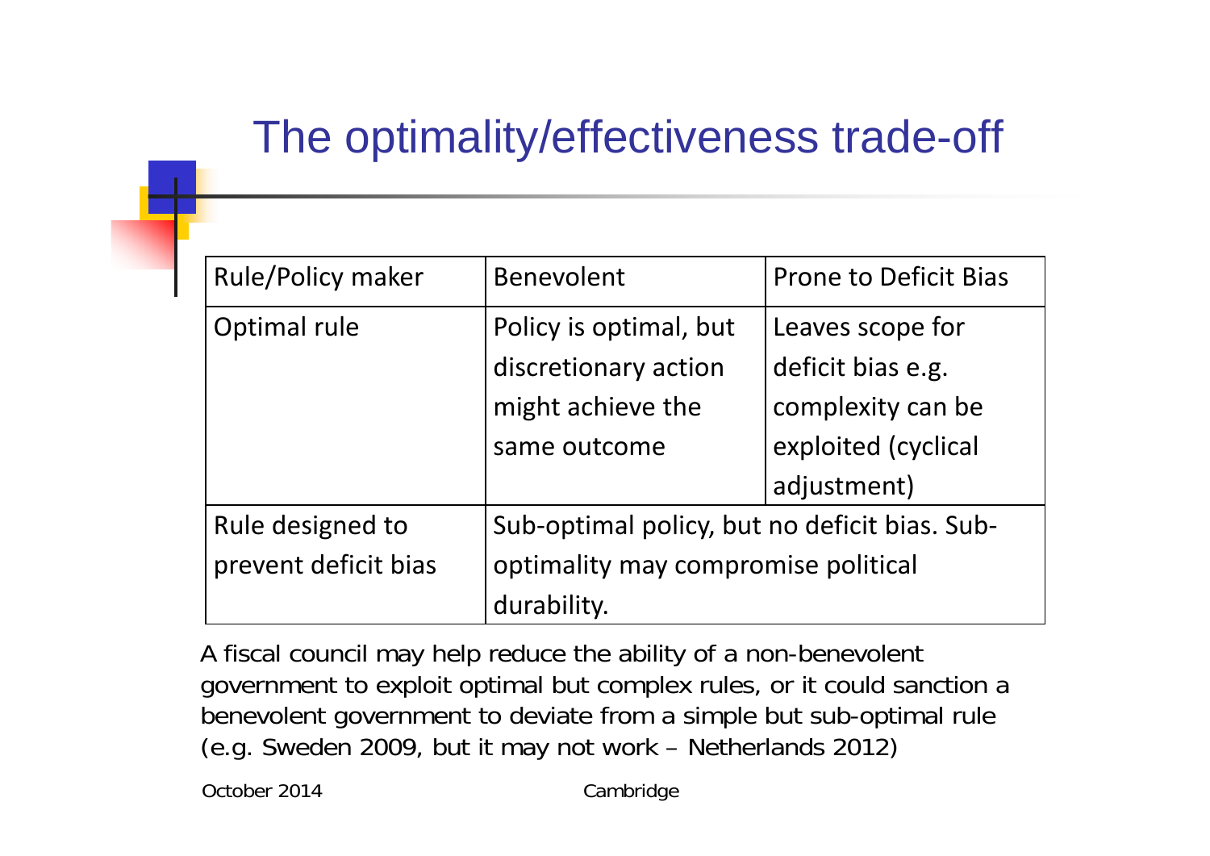# The optimality/effectiveness trade-off

| Rule/Policy maker | Benevolent | Prone to Deficit Bias |
|---|---|---|
| Optimal rule | Policy is optimal, but discretionary action might achieve the same outcome | Leaves scope for deficit bias e.g. complexity can be exploited (cyclical adjustment) |
| Rule designed to prevent deficit bias | Sub-optimal policy, but no deficit bias. Sub-optimality may compromise political durability. | |

A fiscal council may help reduce the ability of a non-benevolent government to exploit optimal but complex rules, or it could sanction a benevolent government to deviate from a simple but sub-optimal rule (e.g. Sweden 2009, but it may not work – Netherlands 2012)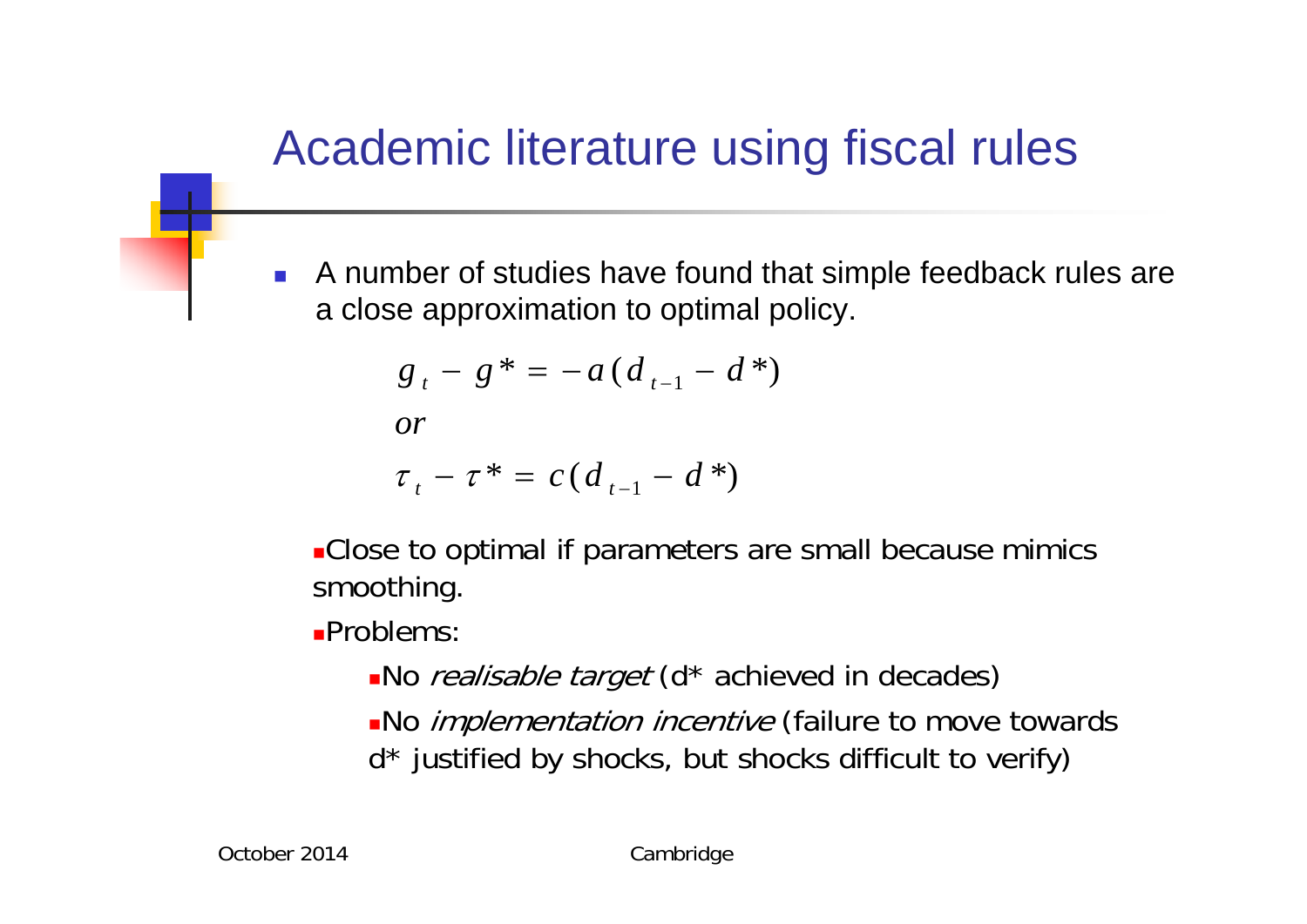# Academic literature using fiscal rules

- A number of studies have found that simple feedback rules are a close approximation to optimal policy.

$$g_t - g^* = -a(d_{t-1} - d^*)$$

$$or$$

$$\tau_t - \tau^* = c(d_{t-1} - d^*)$$

- Close to optimal if parameters are small because mimics smoothing.
- Problems:
  - No *realisable target* (d* achieved in decades)
  - No *implementation incentive* (failure to move towards d* justified by shocks, but shocks difficult to verify)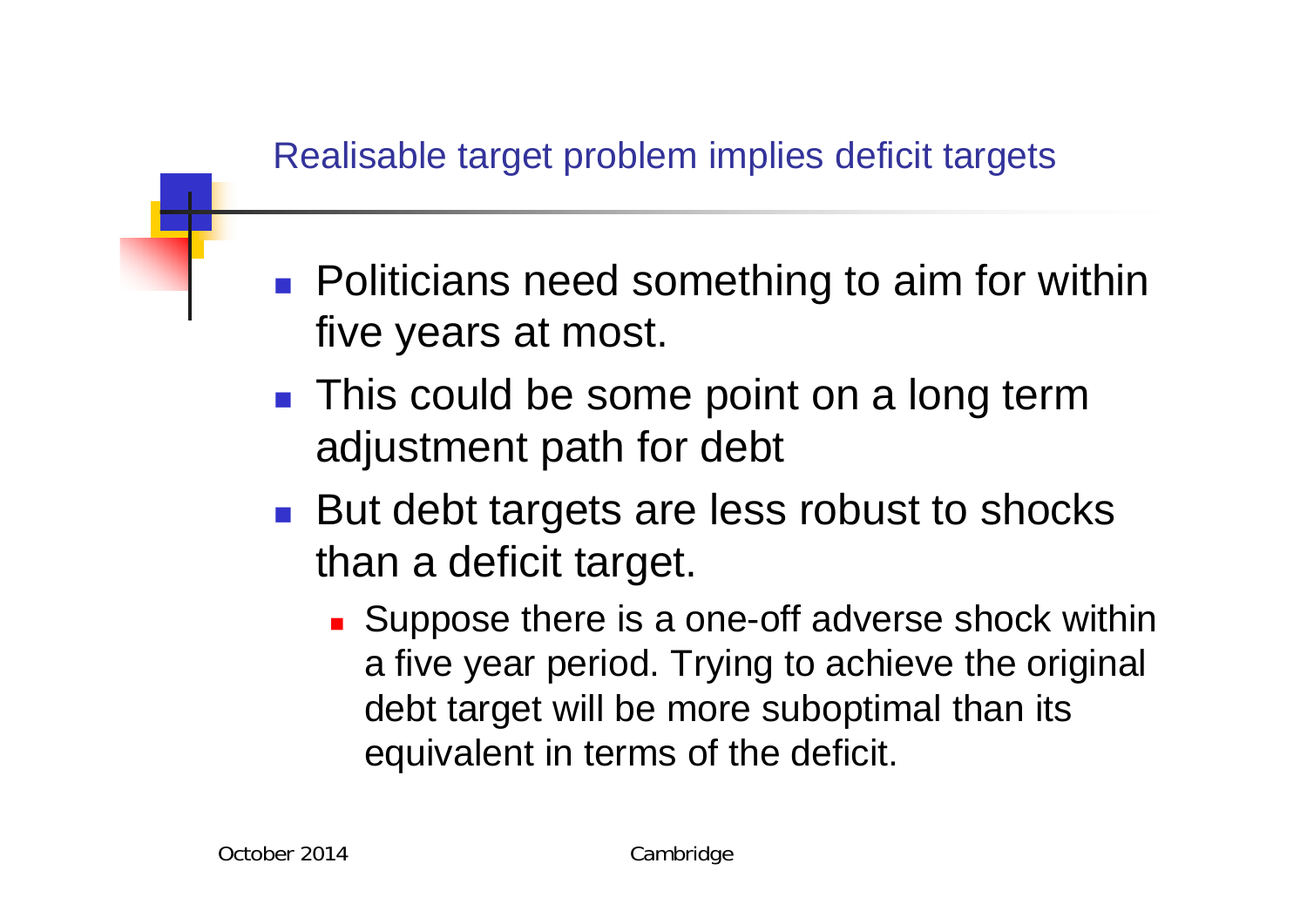## Realisable target problem implies deficit targets

- Politicians need something to aim for within five years at most.
- This could be some point on a long term adjustment path for debt
- But debt targets are less robust to shocks than a deficit target.
  - Suppose there is a one-off adverse shock within a five year period. Trying to achieve the original debt target will be more suboptimal than its equivalent in terms of the deficit.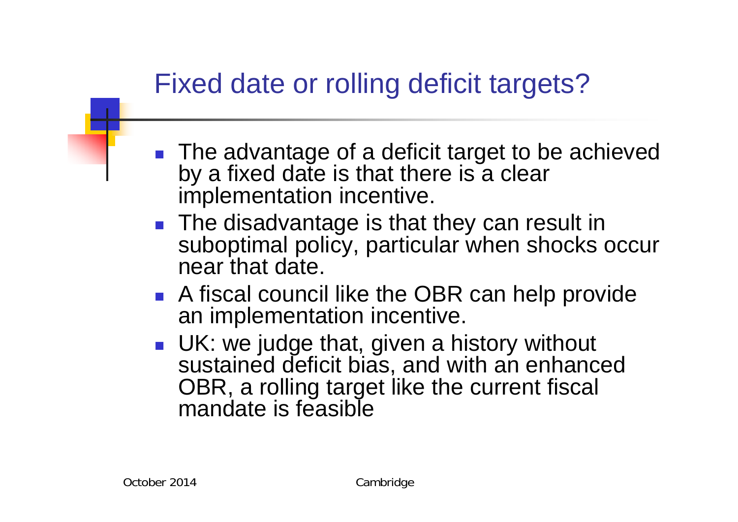# Fixed date or rolling deficit targets?

- The advantage of a deficit target to be achieved by a fixed date is that there is a clear implementation incentive.
- The disadvantage is that they can result in suboptimal policy, particular when shocks occur near that date.
- A fiscal council like the OBR can help provide an implementation incentive.
- UK: we judge that, given a history without sustained deficit bias, and with an enhanced OBR, a rolling target like the current fiscal mandate is feasible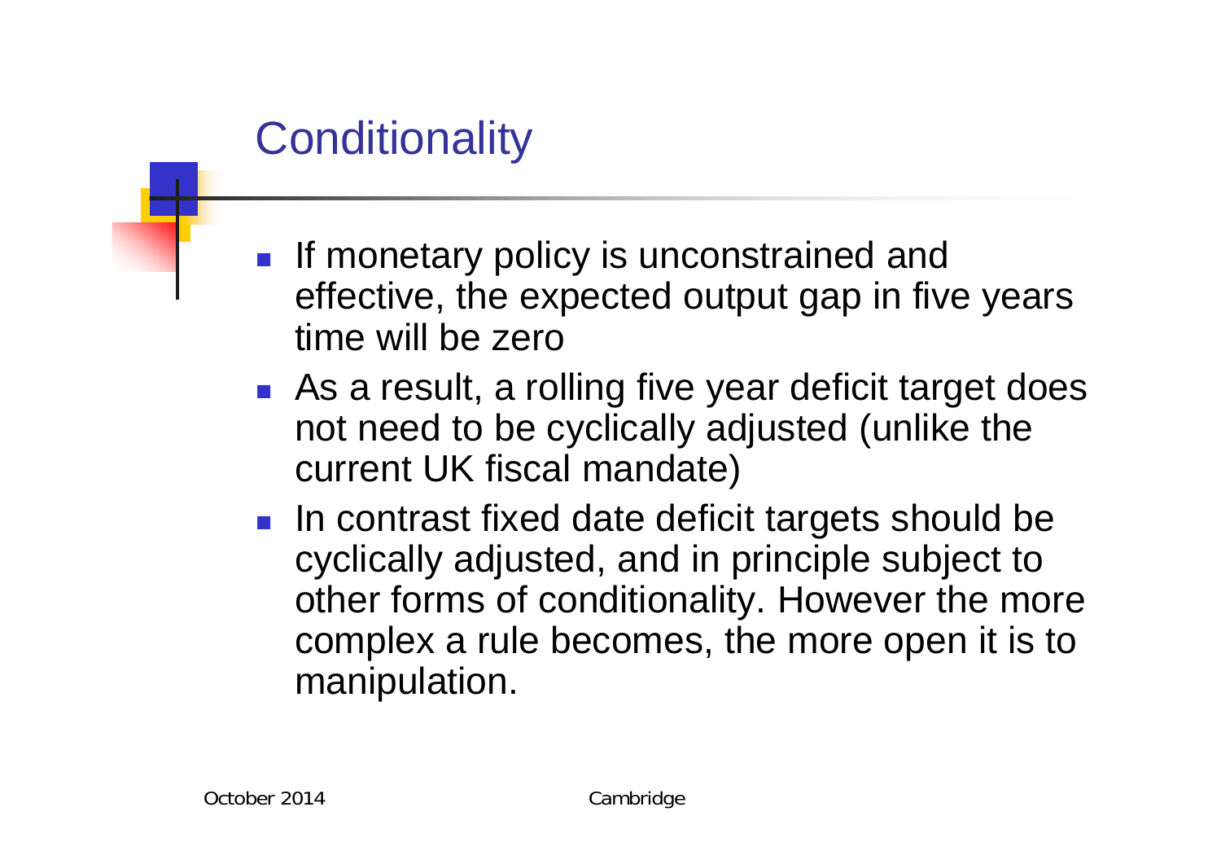## Conditionality

- If monetary policy is unconstrained and effective, the expected output gap in five years time will be zero
- As a result, a rolling five year deficit target does not need to be cyclically adjusted (unlike the current UK fiscal mandate)
- In contrast fixed date deficit targets should be cyclically adjusted, and in principle subject to other forms of conditionality. However the more complex a rule becomes, the more open it is to manipulation.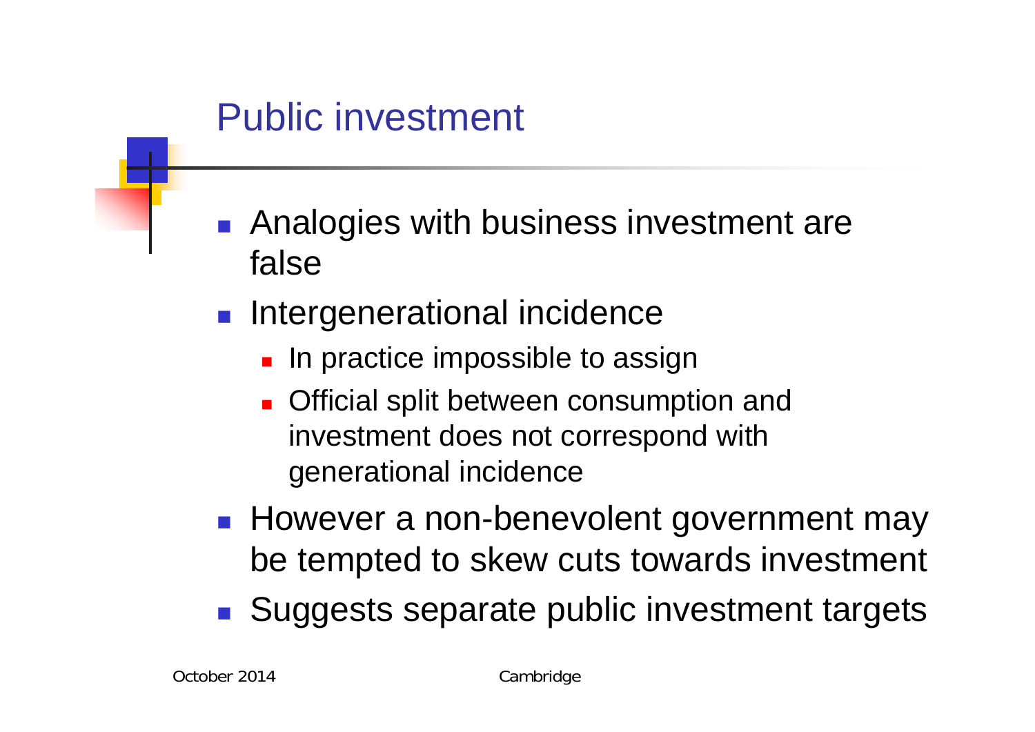# Public investment

- Analogies with business investment are false
- Intergenerational incidence
  - In practice impossible to assign
  - Official split between consumption and investment does not correspond with generational incidence
- However a non-benevolent government may be tempted to skew cuts towards investment
- Suggests separate public investment targets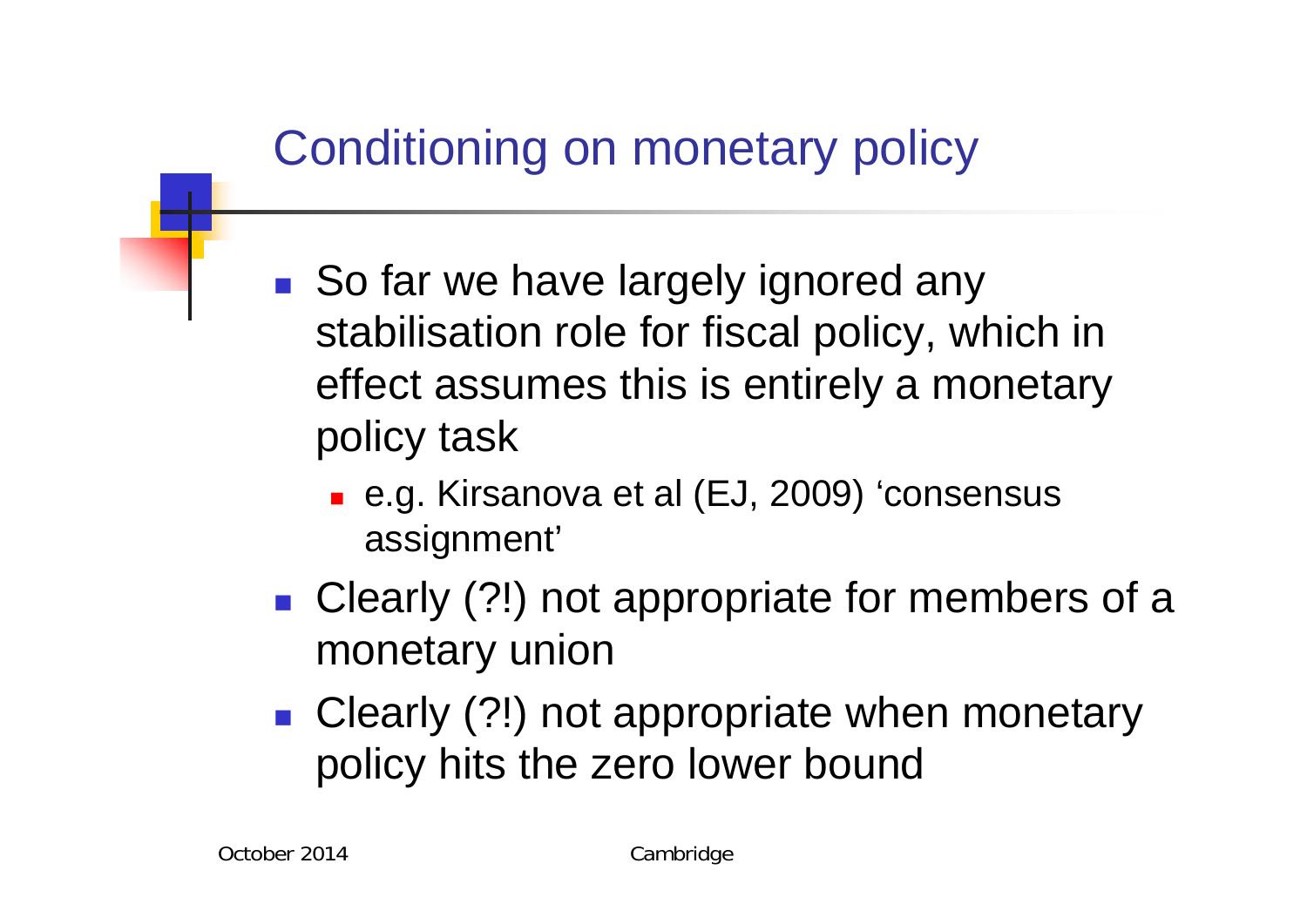# Conditioning on monetary policy

- So far we have largely ignored any stabilisation role for fiscal policy, which in effect assumes this is entirely a monetary policy task
  - e.g. Kirsanova et al (EJ, 2009) 'consensus assignment'
- Clearly (?!) not appropriate for members of a monetary union
- Clearly (?!) not appropriate when monetary policy hits the zero lower bound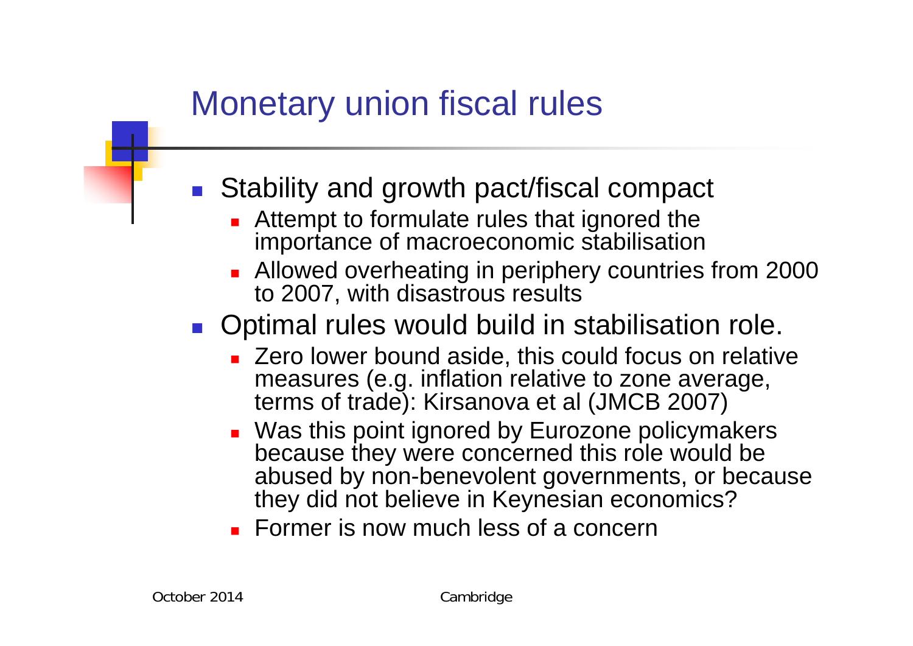# Monetary union fiscal rules

- Stability and growth pact/fiscal compact
  - Attempt to formulate rules that ignored the importance of macroeconomic stabilisation
  - Allowed overheating in periphery countries from 2000 to 2007, with disastrous results
- Optimal rules would build in stabilisation role.
  - Zero lower bound aside, this could focus on relative measures (e.g. inflation relative to zone average, terms of trade): Kirsanova et al (JMCB 2007)
  - Was this point ignored by Eurozone policymakers because they were concerned this role would be abused by non-benevolent governments, or because they did not believe in Keynesian economics?
  - Former is now much less of a concern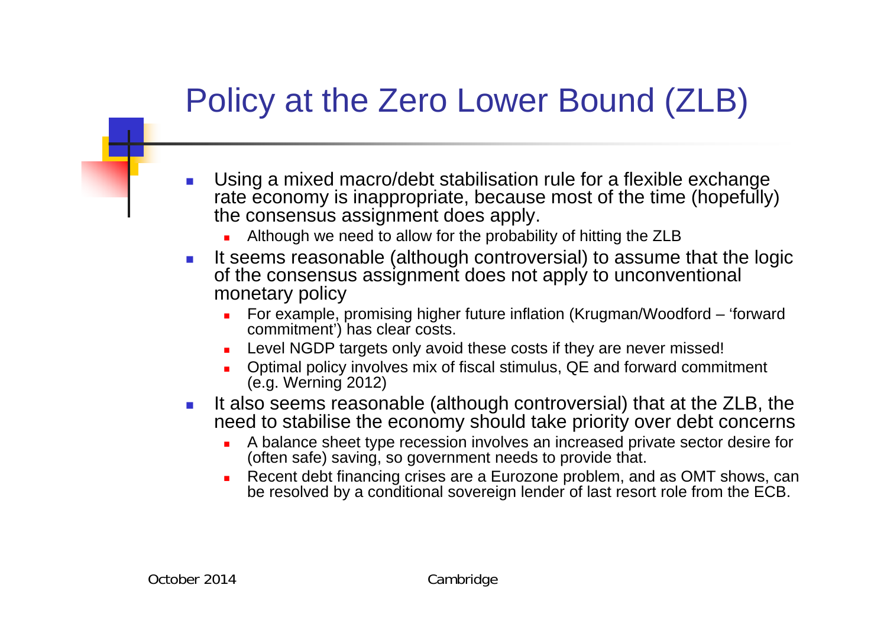# Policy at the Zero Lower Bound (ZLB)

- Using a mixed macro/debt stabilisation rule for a flexible exchange rate economy is inappropriate, because most of the time (hopefully) the consensus assignment does apply.
  - Although we need to allow for the probability of hitting the ZLB
- It seems reasonable (although controversial) to assume that the logic of the consensus assignment does not apply to unconventional monetary policy
  - For example, promising higher future inflation (Krugman/Woodford – 'forward commitment') has clear costs.
  - Level NGDP targets only avoid these costs if they are never missed!
  - Optimal policy involves mix of fiscal stimulus, QE and forward commitment (e.g. Werning 2012)
- It also seems reasonable (although controversial) that at the ZLB, the need to stabilise the economy should take priority over debt concerns
  - A balance sheet type recession involves an increased private sector desire for (often safe) saving, so government needs to provide that.
  - Recent debt financing crises are a Eurozone problem, and as OMT shows, can be resolved by a conditional sovereign lender of last resort role from the ECB.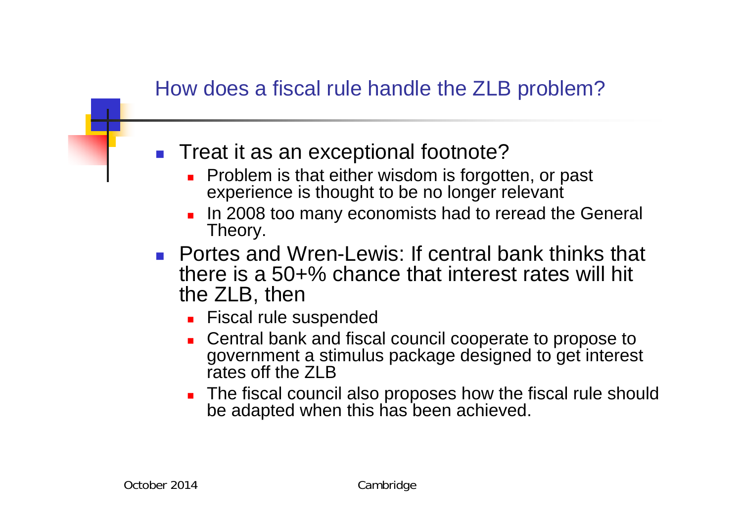## How does a fiscal rule handle the ZLB problem?

- Treat it as an exceptional footnote?
  - Problem is that either wisdom is forgotten, or past experience is thought to be no longer relevant
  - In 2008 too many economists had to reread the General Theory.
- Portes and Wren-Lewis: If central bank thinks that there is a 50+% chance that interest rates will hit the ZLB, then
  - Fiscal rule suspended
  - Central bank and fiscal council cooperate to propose to government a stimulus package designed to get interest rates off the ZLB
  - The fiscal council also proposes how the fiscal rule should be adapted when this has been achieved.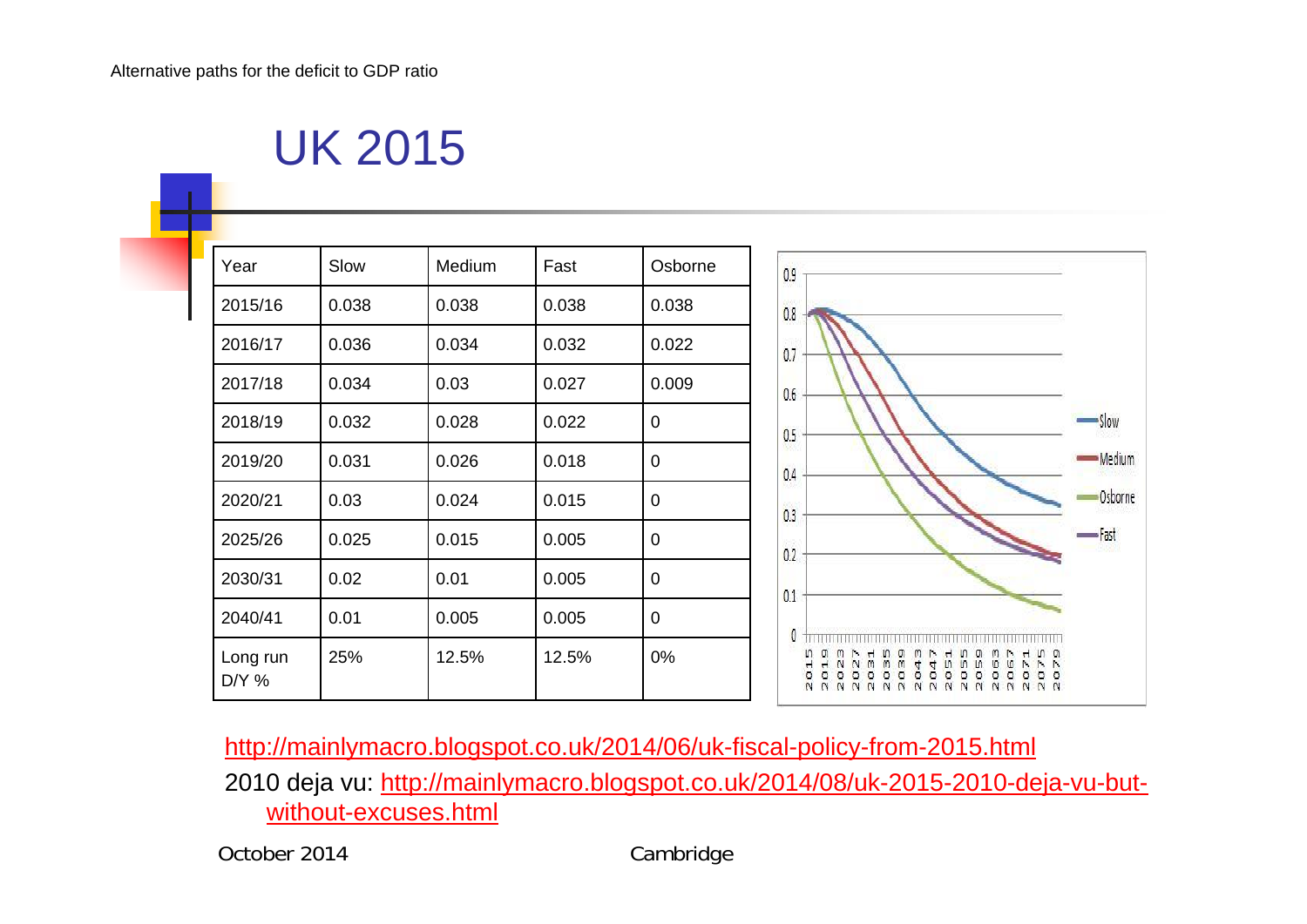Alternative paths for the deficit to GDP ratio

# UK 2015

| Year | Slow | Medium | Fast | Osborne |
|---|---|---|---|---|
| 2015/16 | 0.038 | 0.038 | 0.038 | 0.038 |
| 2016/17 | 0.036 | 0.034 | 0.032 | 0.022 |
| 2017/18 | 0.034 | 0.03 | 0.027 | 0.009 |
| 2018/19 | 0.032 | 0.028 | 0.022 | 0 |
| 2019/20 | 0.031 | 0.026 | 0.018 | 0 |
| 2020/21 | 0.03 | 0.024 | 0.015 | 0 |
| 2025/26 | 0.025 | 0.015 | 0.005 | 0 |
| 2030/31 | 0.02 | 0.01 | 0.005 | 0 |
| 2040/41 | 0.01 | 0.005 | 0.005 | 0 |
| Long run D/Y % | 25% | 12.5% | 12.5% | 0% |

http://mainlymacro.blogspot.co.uk/2014/06/uk-fiscal-policy-from-2015.html

2010 deja vu: http://mainlymacro.blogspot.co.uk/2014/08/uk-2015-2010-deja-vu-but-without-excuses.html

October 2014 Cambridge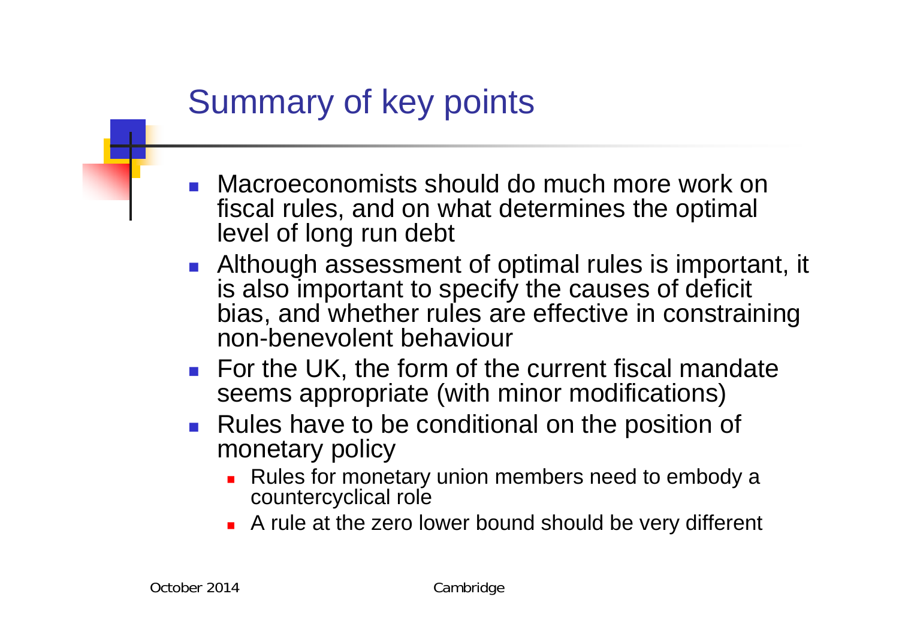# Summary of key points

- Macroeconomists should do much more work on fiscal rules, and on what determines the optimal level of long run debt
- Although assessment of optimal rules is important, it is also important to specify the causes of deficit bias, and whether rules are effective in constraining non-benevolent behaviour
- For the UK, the form of the current fiscal mandate seems appropriate (with minor modifications)
- Rules have to be conditional on the position of monetary policy
  - Rules for monetary union members need to embody a countercyclical role
  - A rule at the zero lower bound should be very different